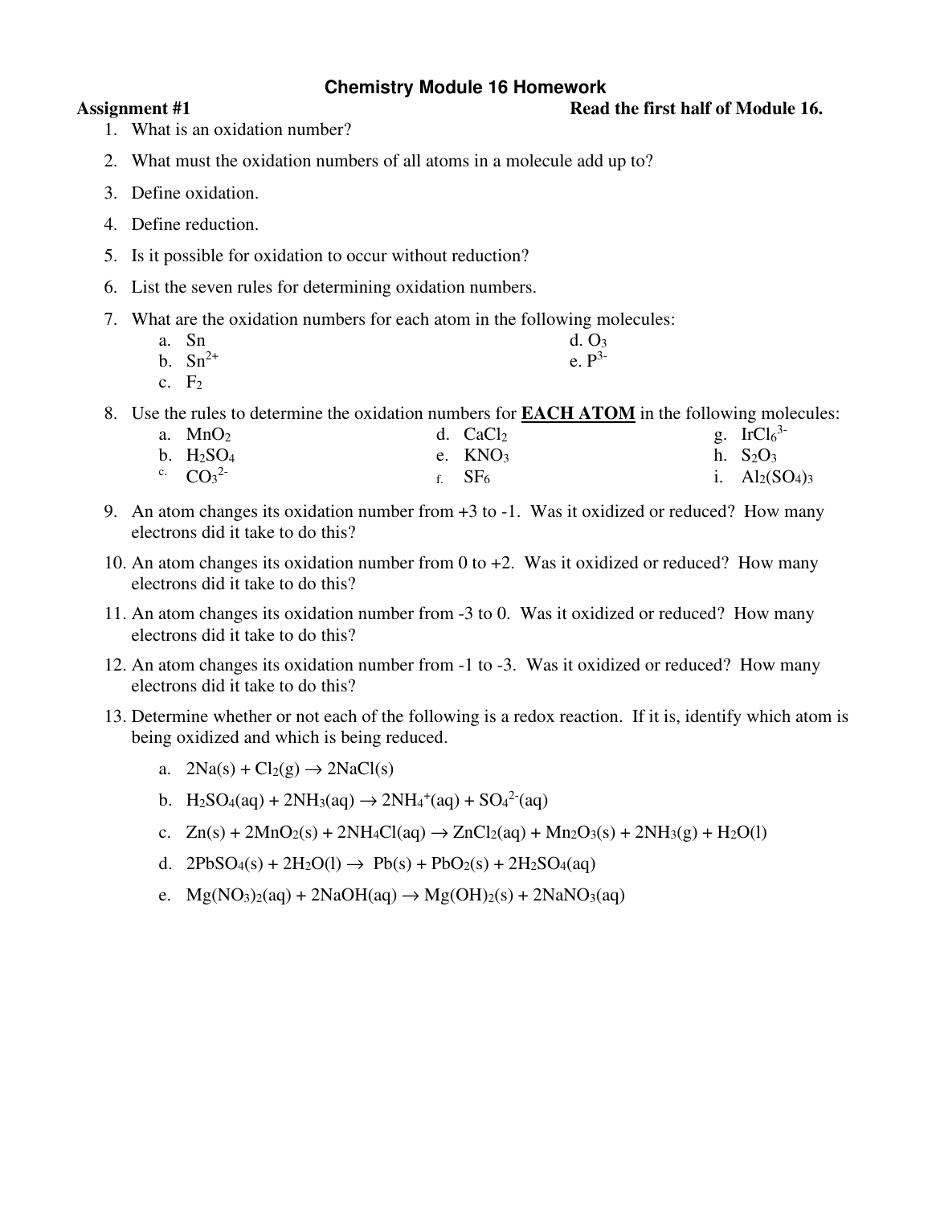# Chemistry Module 16 Homework

**Assignment #1** **Read the first half of Module 16.**

1. What is an oxidation number?
2. What must the oxidation numbers of all atoms in a molecule add up to?
3. Define oxidation.
4. Define reduction.
5. Is it possible for oxidation to occur without reduction?
6. List the seven rules for determining oxidation numbers.
7. What are the oxidation numbers for each atom in the following molecules:
   - a. $Sn$
   - b. $Sn^{2+}$
   - c. $F_2$
   - d. $O_3$
   - e. $P^{3-}$
8. Use the rules to determine the oxidation numbers for **<u>EACH ATOM</u>** in the following molecules:
   - a. $MnO_2$
   - b. $H_2SO_4$
   - c. $CO_3^{2-}$
   - d. $CaCl_2$
   - e. $KNO_3$
   - f. $SF_6$
   - g. $IrCl_6^{3-}$
   - h. $S_2O_3$
   - i. $Al_2(SO_4)_3$
9. An atom changes its oxidation number from +3 to -1. Was it oxidized or reduced? How many electrons did it take to do this?
10. An atom changes its oxidation number from 0 to +2. Was it oxidized or reduced? How many electrons did it take to do this?
11. An atom changes its oxidation number from -3 to 0. Was it oxidized or reduced? How many electrons did it take to do this?
12. An atom changes its oxidation number from -1 to -3. Was it oxidized or reduced? How many electrons did it take to do this?
13. Determine whether or not each of the following is a redox reaction. If it is, identify which atom is being oxidized and which is being reduced.
   - a. $2Na(s) + Cl_2(g) \rightarrow 2NaCl(s)$
   - b. $H_2SO_4(aq) + 2NH_3(aq) \rightarrow 2NH_4^+(aq) + SO_4^{2-}(aq)$
   - c. $Zn(s) + 2MnO_2(s) + 2NH_4Cl(aq) \rightarrow ZnCl_2(aq) + Mn_2O_3(s) + 2NH_3(g) + H_2O(l)$
   - d. $2PbSO_4(s) + 2H_2O(l) \rightarrow Pb(s) + PbO_2(s) + 2H_2SO_4(aq)$
   - e. $Mg(NO_3)_2(aq) + 2NaOH(aq) \rightarrow Mg(OH)_2(s) + 2NaNO_3(aq)$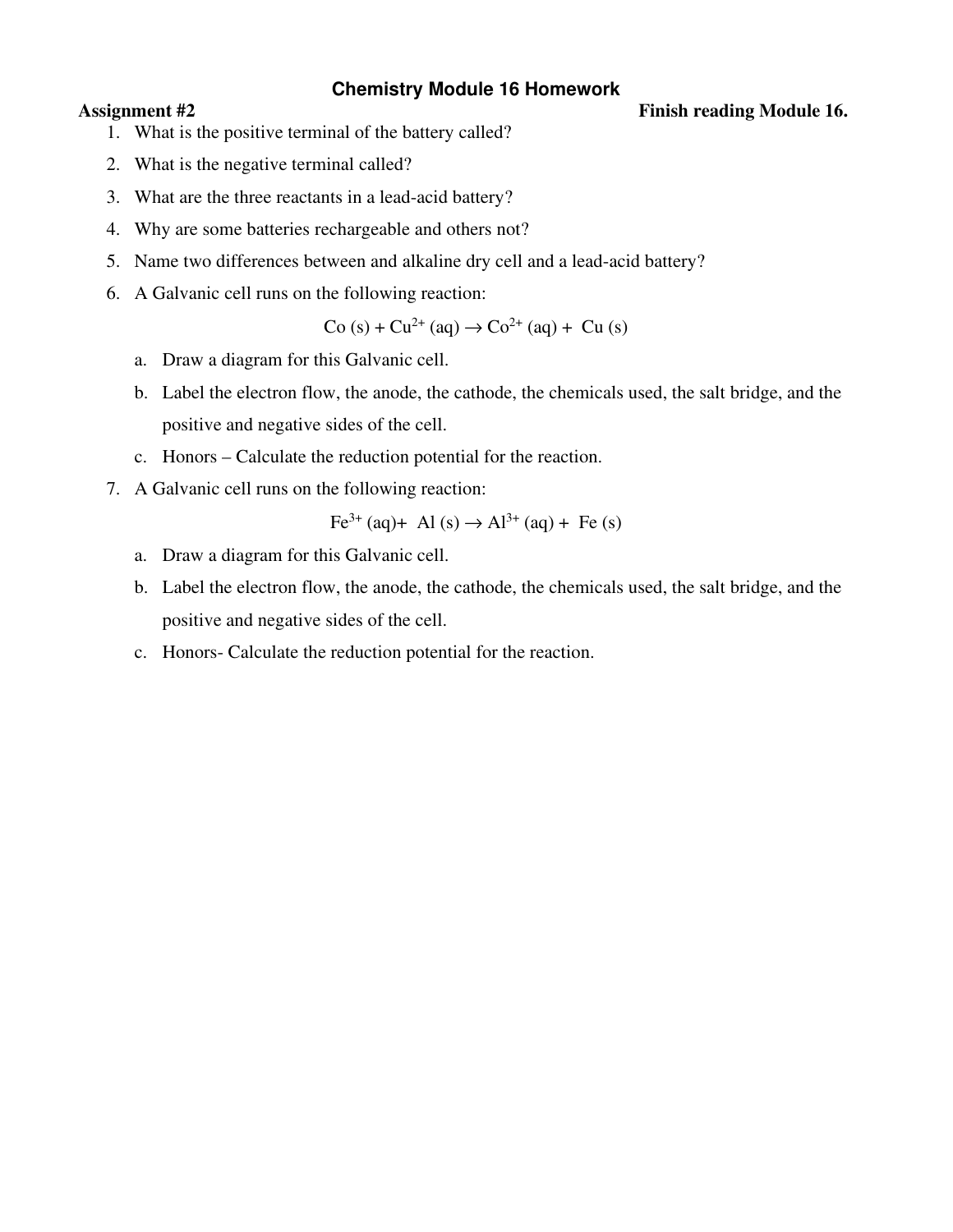# Chemistry Module 16 Homework

**Assignment #2** **Finish reading Module 16.**

1. What is the positive terminal of the battery called?
2. What is the negative terminal called?
3. What are the three reactants in a lead-acid battery?
4. Why are some batteries rechargeable and others not?
5. Name two differences between and alkaline dry cell and a lead-acid battery?
6. A Galvanic cell runs on the following reaction:

$$Co\,(s) + Cu^{2+}\,(aq) \rightarrow Co^{2+}\,(aq) + Cu\,(s)$$

   a. Draw a diagram for this Galvanic cell.
   b. Label the electron flow, the anode, the cathode, the chemicals used, the salt bridge, and the positive and negative sides of the cell.
   c. Honors – Calculate the reduction potential for the reaction.

7. A Galvanic cell runs on the following reaction:

$$Fe^{3+}\,(aq) + Al\,(s) \rightarrow Al^{3+}\,(aq) + Fe\,(s)$$

   a. Draw a diagram for this Galvanic cell.
   b. Label the electron flow, the anode, the cathode, the chemicals used, the salt bridge, and the positive and negative sides of the cell.
   c. Honors- Calculate the reduction potential for the reaction.